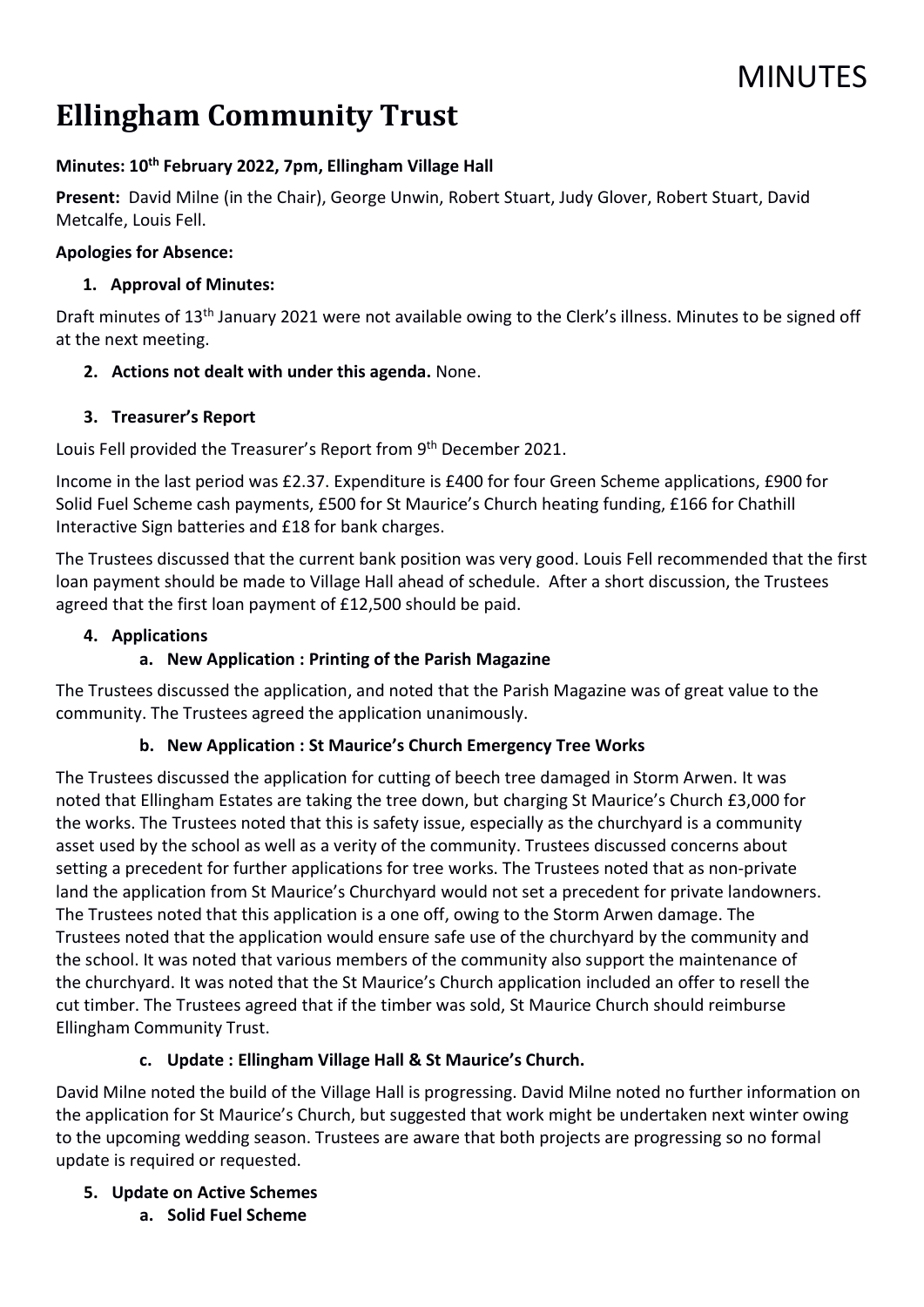MINUTES

# Ellingham Community Trust

**Minutes: 10th February 2022, 7pm, Ellingham Village Hall**

**Present:** David Milne (in the Chair), George Unwin, Robert Stuart, Judy Glover, Robert Stuart, David Metcalfe, Louis Fell.

**Apologies for Absence:**

1. **Approval of Minutes:**

Draft minutes of 13th January 2021 were not available owing to the Clerk's illness. Minutes to be signed off at the next meeting.

2. **Actions not dealt with under this agenda.** None.

3. **Treasurer's Report**

Louis Fell provided the Treasurer's Report from 9th December 2021.

Income in the last period was £2.37. Expenditure is £400 for four Green Scheme applications, £900 for Solid Fuel Scheme cash payments, £500 for St Maurice's Church heating funding, £166 for Chathill Interactive Sign batteries and £18 for bank charges.

The Trustees discussed that the current bank position was very good. Louis Fell recommended that the first loan payment should be made to Village Hall ahead of schedule. After a short discussion, the Trustees agreed that the first loan payment of £12,500 should be paid.

4. **Applications**
   a. **New Application : Printing of the Parish Magazine**

The Trustees discussed the application, and noted that the Parish Magazine was of great value to the community. The Trustees agreed the application unanimously.

   b. **New Application : St Maurice's Church Emergency Tree Works**

The Trustees discussed the application for cutting of beech tree damaged in Storm Arwen. It was noted that Ellingham Estates are taking the tree down, but charging St Maurice's Church £3,000 for the works. The Trustees noted that this is safety issue, especially as the churchyard is a community asset used by the school as well as a verity of the community. Trustees discussed concerns about setting a precedent for further applications for tree works. The Trustees noted that as non-private land the application from St Maurice's Churchyard would not set a precedent for private landowners. The Trustees noted that this application is a one off, owing to the Storm Arwen damage. The Trustees noted that the application would ensure safe use of the churchyard by the community and the school. It was noted that various members of the community also support the maintenance of the churchyard. It was noted that the St Maurice's Church application included an offer to resell the cut timber. The Trustees agreed that if the timber was sold, St Maurice Church should reimburse Ellingham Community Trust.

   c. **Update : Ellingham Village Hall & St Maurice's Church.**

David Milne noted the build of the Village Hall is progressing. David Milne noted no further information on the application for St Maurice's Church, but suggested that work might be undertaken next winter owing to the upcoming wedding season. Trustees are aware that both projects are progressing so no formal update is required or requested.

5. **Update on Active Schemes**
   a. **Solid Fuel Scheme**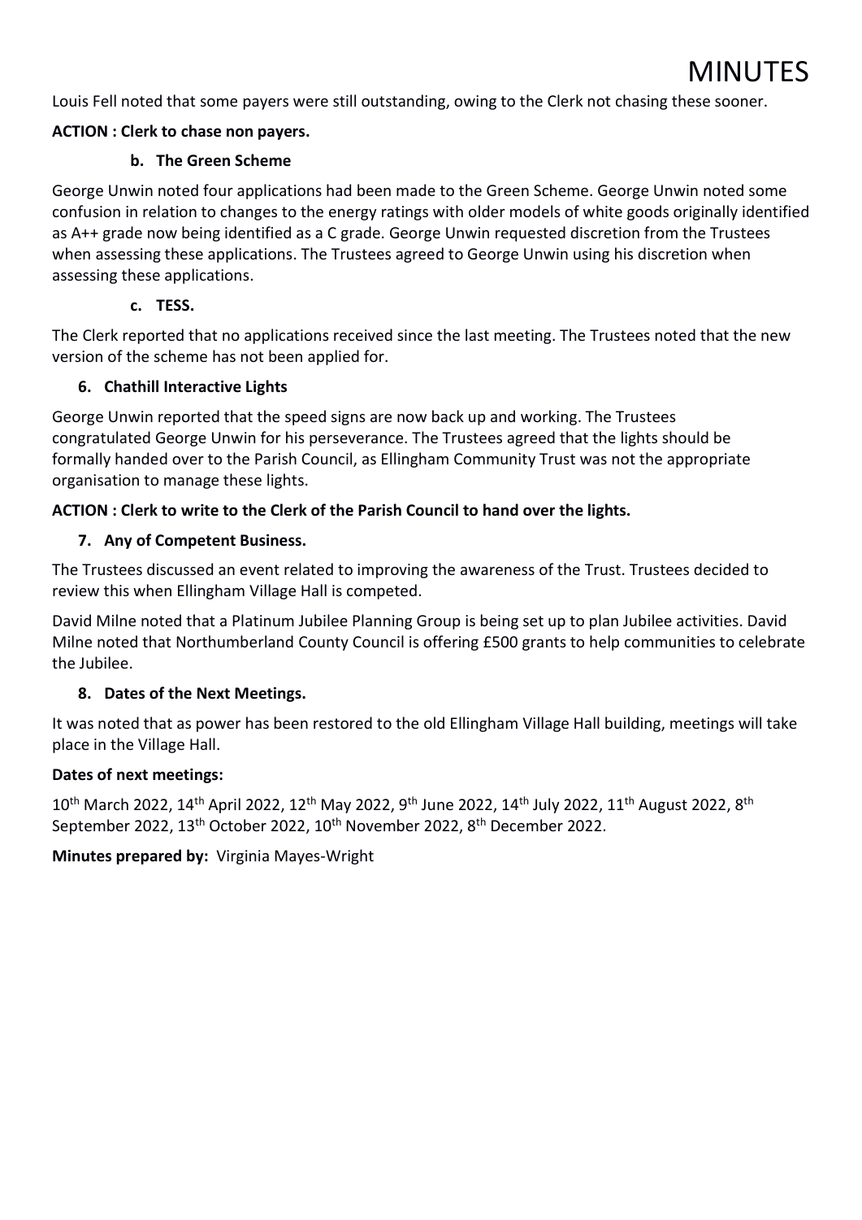Louis Fell noted that some payers were still outstanding, owing to the Clerk not chasing these sooner.

**ACTION : Clerk to chase non payers.**

**b. The Green Scheme**

George Unwin noted four applications had been made to the Green Scheme. George Unwin noted some confusion in relation to changes to the energy ratings with older models of white goods originally identified as A++ grade now being identified as a C grade. George Unwin requested discretion from the Trustees when assessing these applications. The Trustees agreed to George Unwin using his discretion when assessing these applications.

**c. TESS.**

The Clerk reported that no applications received since the last meeting. The Trustees noted that the new version of the scheme has not been applied for.

**6. Chathill Interactive Lights**

George Unwin reported that the speed signs are now back up and working. The Trustees congratulated George Unwin for his perseverance. The Trustees agreed that the lights should be formally handed over to the Parish Council, as Ellingham Community Trust was not the appropriate organisation to manage these lights.

**ACTION : Clerk to write to the Clerk of the Parish Council to hand over the lights.**

**7. Any of Competent Business.**

The Trustees discussed an event related to improving the awareness of the Trust. Trustees decided to review this when Ellingham Village Hall is competed.

David Milne noted that a Platinum Jubilee Planning Group is being set up to plan Jubilee activities. David Milne noted that Northumberland County Council is offering £500 grants to help communities to celebrate the Jubilee.

**8. Dates of the Next Meetings.**

It was noted that as power has been restored to the old Ellingham Village Hall building, meetings will take place in the Village Hall.

**Dates of next meetings:**

10th March 2022, 14th April 2022, 12th May 2022, 9th June 2022, 14th July 2022, 11th August 2022, 8th September 2022, 13th October 2022, 10th November 2022, 8th December 2022.

**Minutes prepared by:** Virginia Mayes-Wright